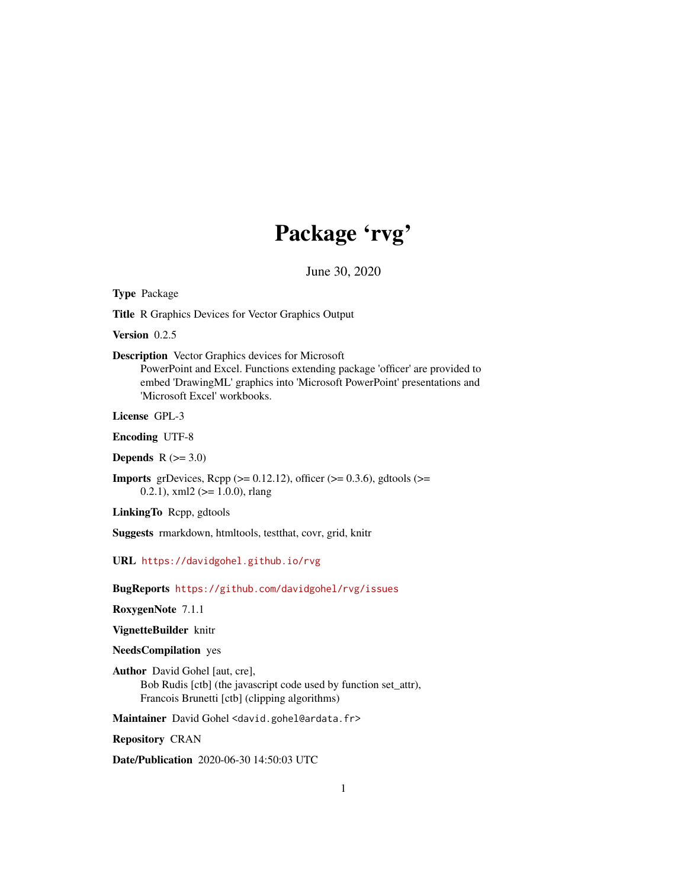# Package 'rvg'

June 30, 2020

**Type** Package

**Title** R Graphics Devices for Vector Graphics Output

**Version** 0.2.5

**Description** Vector Graphics devices for Microsoft PowerPoint and Excel. Functions extending package 'officer' are provided to embed 'DrawingML' graphics into 'Microsoft PowerPoint' presentations and 'Microsoft Excel' workbooks.

**License** GPL-3

**Encoding** UTF-8

**Depends** R (>= 3.0)

**Imports** grDevices, Rcpp (>= 0.12.12), officer (>= 0.3.6), gdtools (>= 0.2.1), xml2 (>= 1.0.0), rlang

**LinkingTo** Rcpp, gdtools

**Suggests** rmarkdown, htmltools, testthat, covr, grid, knitr

**URL** https://davidgohel.github.io/rvg

**BugReports** https://github.com/davidgohel/rvg/issues

**RoxygenNote** 7.1.1

**VignetteBuilder** knitr

**NeedsCompilation** yes

**Author** David Gohel [aut, cre],
Bob Rudis [ctb] (the javascript code used by function set_attr),
Francois Brunetti [ctb] (clipping algorithms)

**Maintainer** David Gohel <david.gohel@ardata.fr>

**Repository** CRAN

**Date/Publication** 2020-06-30 14:50:03 UTC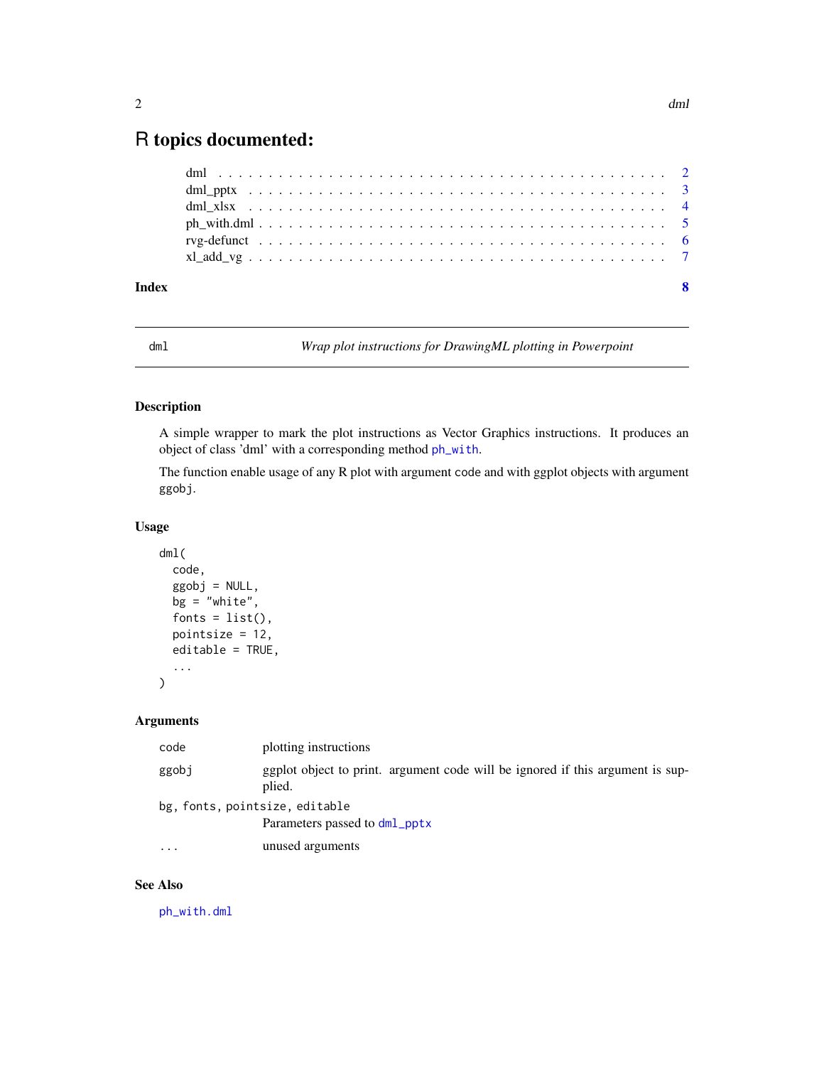# R topics documented:

| | |
|---|---|
| dml | 2 |
| dml_pptx | 3 |
| dml_xlsx | 4 |
| ph_with.dml | 5 |
| rvg-defunct | 6 |
| xl_add_vg | 7 |
| **Index** | **8** |

---

## dml — *Wrap plot instructions for DrawingML plotting in Powerpoint*

### Description

A simple wrapper to mark the plot instructions as Vector Graphics instructions. It produces an object of class 'dml' with a corresponding method `ph_with`.

The function enable usage of any R plot with argument code and with ggplot objects with argument `ggobj`.

### Usage

```
dml(
  code,
  ggobj = NULL,
  bg = "white",
  fonts = list(),
  pointsize = 12,
  editable = TRUE,
  ...
)
```

### Arguments

| | |
|---|---|
| `code` | plotting instructions |
| `ggobj` | ggplot object to print. argument code will be ignored if this argument is supplied. |
| `bg, fonts, pointsize, editable` | Parameters passed to `dml_pptx` |
| `...` | unused arguments |

### See Also

`ph_with.dml`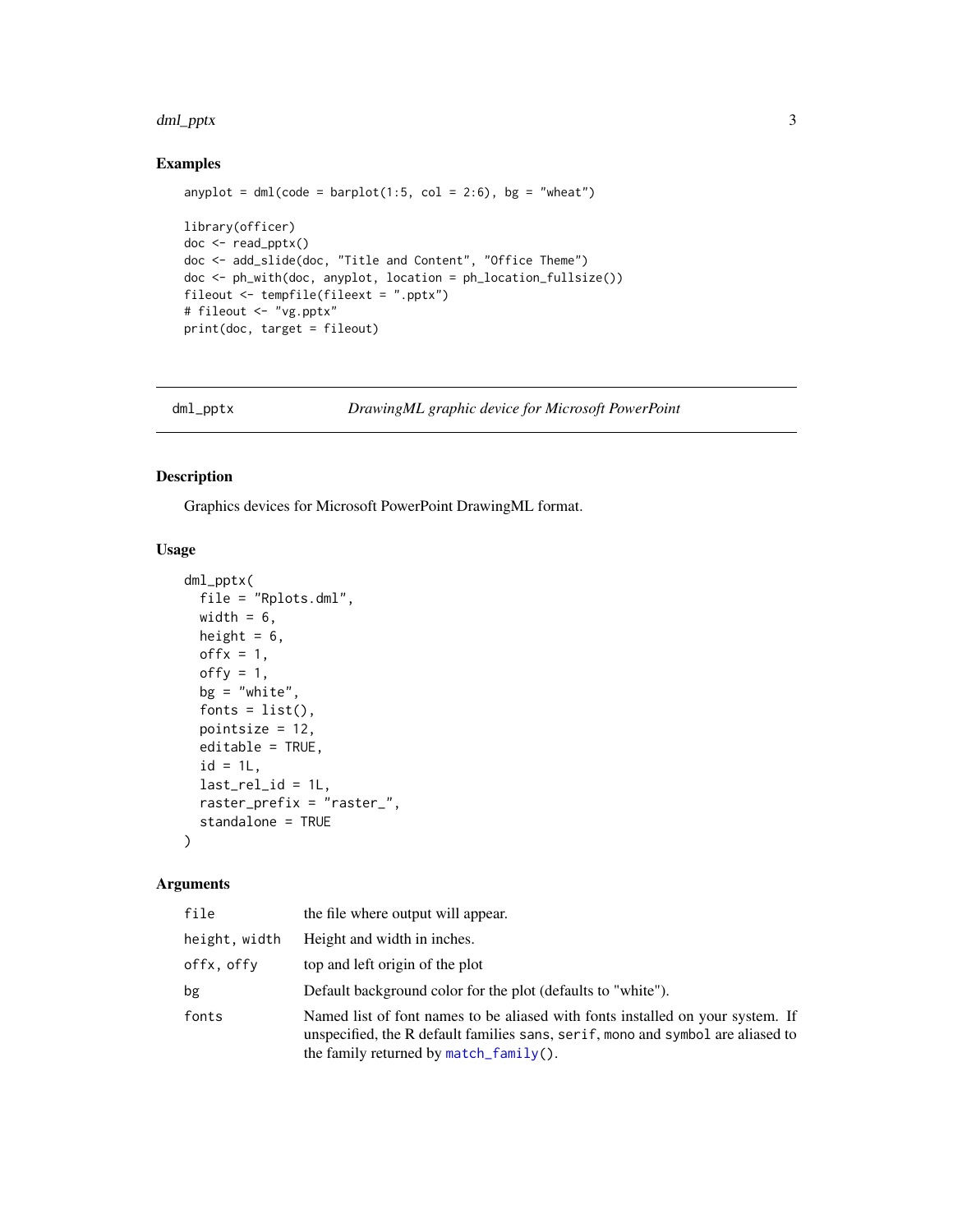## Examples

```
anyplot = dml(code = barplot(1:5, col = 2:6), bg = "wheat")

library(officer)
doc <- read_pptx()
doc <- add_slide(doc, "Title and Content", "Office Theme")
doc <- ph_with(doc, anyplot, location = ph_location_fullsize())
fileout <- tempfile(fileext = ".pptx")
# fileout <- "vg.pptx"
print(doc, target = fileout)
```

---

# dml_pptx — *DrawingML graphic device for Microsoft PowerPoint*

---

## Description

Graphics devices for Microsoft PowerPoint DrawingML format.

## Usage

```
dml_pptx(
  file = "Rplots.dml",
  width = 6,
  height = 6,
  offx = 1,
  offy = 1,
  bg = "white",
  fonts = list(),
  pointsize = 12,
  editable = TRUE,
  id = 1L,
  last_rel_id = 1L,
  raster_prefix = "raster_",
  standalone = TRUE
)
```

## Arguments

| | |
|---|---|
| `file` | the file where output will appear. |
| `height, width` | Height and width in inches. |
| `offx, offy` | top and left origin of the plot |
| `bg` | Default background color for the plot (defaults to "white"). |
| `fonts` | Named list of font names to be aliased with fonts installed on your system. If unspecified, the R default families `sans`, `serif`, `mono` and `symbol` are aliased to the family returned by `match_family()`. |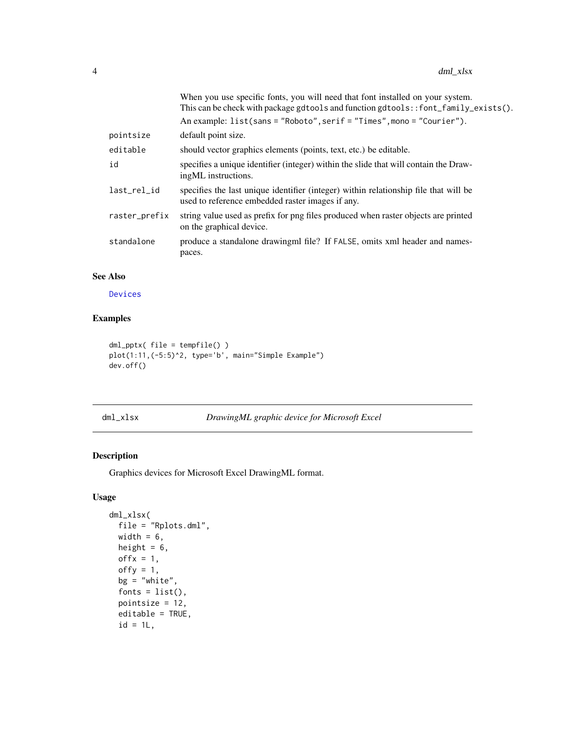|  |  |
|---|---|
|  | When you use specific fonts, you will need that font installed on your system. This can be check with package `gdtools` and function `gdtools::font_family_exists()`. |
|  | An example: `list(sans = "Roboto",serif = "Times",mono = "Courier")`. |
| `pointsize` | default point size. |
| `editable` | should vector graphics elements (points, text, etc.) be editable. |
| `id` | specifies a unique identifier (integer) within the slide that will contain the DrawingML instructions. |
| `last_rel_id` | specifies the last unique identifier (integer) within relationship file that will be used to reference embedded raster images if any. |
| `raster_prefix` | string value used as prefix for png files produced when raster objects are printed on the graphical device. |
| `standalone` | produce a standalone drawingml file? If `FALSE`, omits xml header and namespaces. |

### See Also

`Devices`

### Examples

```
dml_pptx( file = tempfile() )
plot(1:11,(-5:5)^2, type='b', main="Simple Example")
dev.off()
```

---

## dml_xlsx — *DrawingML graphic device for Microsoft Excel*

---

### Description

Graphics devices for Microsoft Excel DrawingML format.

### Usage

```
dml_xlsx(
  file = "Rplots.dml",
  width = 6,
  height = 6,
  offx = 1,
  offy = 1,
  bg = "white",
  fonts = list(),
  pointsize = 12,
  editable = TRUE,
  id = 1L,
```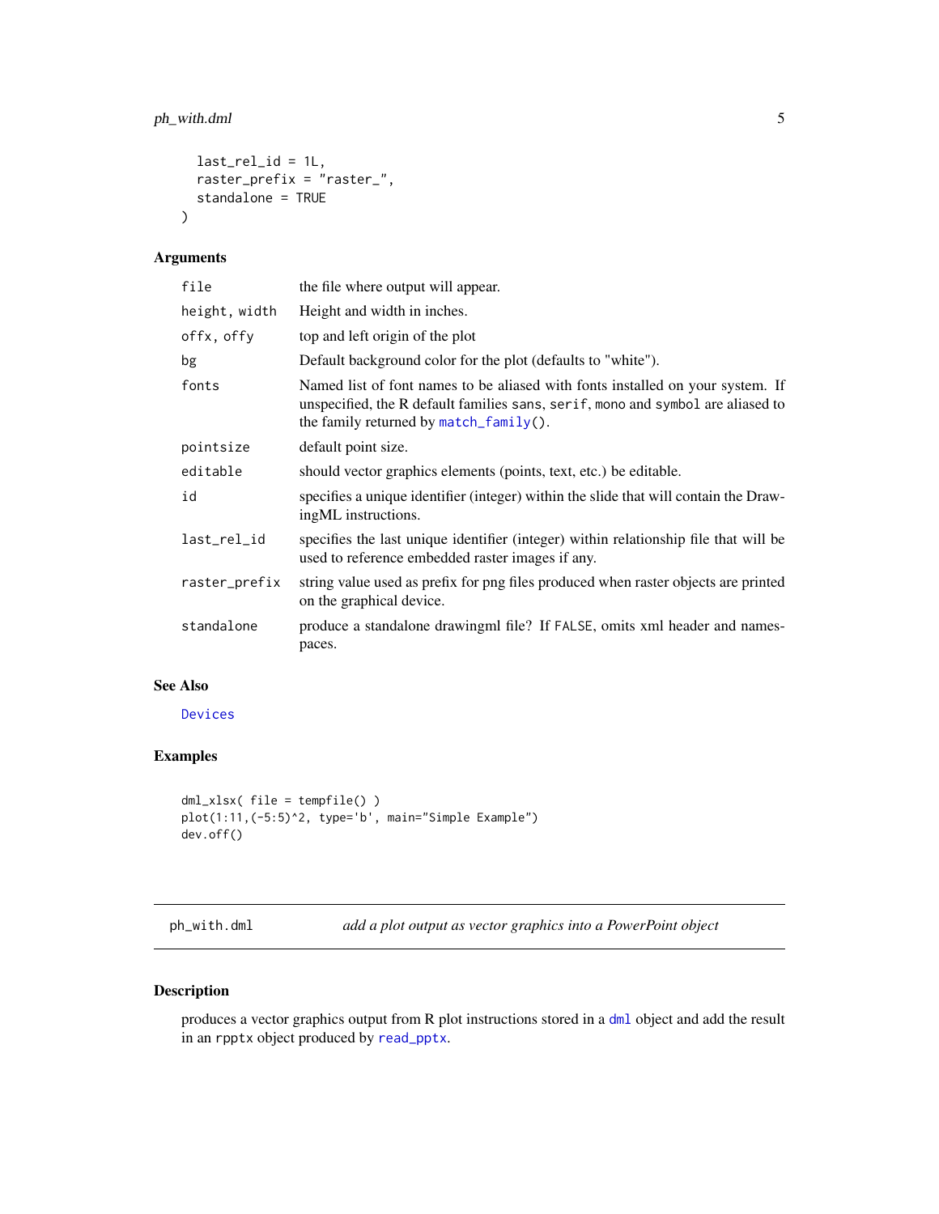```
  last_rel_id = 1L,
  raster_prefix = "raster_",
  standalone = TRUE
)
```

## Arguments

| | |
|---|---|
| file | the file where output will appear. |
| height, width | Height and width in inches. |
| offx, offy | top and left origin of the plot |
| bg | Default background color for the plot (defaults to "white"). |
| fonts | Named list of font names to be aliased with fonts installed on your system. If unspecified, the R default families sans, serif, mono and symbol are aliased to the family returned by match_family(). |
| pointsize | default point size. |
| editable | should vector graphics elements (points, text, etc.) be editable. |
| id | specifies a unique identifier (integer) within the slide that will contain the DrawingML instructions. |
| last_rel_id | specifies the last unique identifier (integer) within relationship file that will be used to reference embedded raster images if any. |
| raster_prefix | string value used as prefix for png files produced when raster objects are printed on the graphical device. |
| standalone | produce a standalone drawingml file? If FALSE, omits xml header and namespaces. |

## See Also

Devices

## Examples

```
dml_xlsx( file = tempfile() )
plot(1:11,(-5:5)^2, type='b', main="Simple Example")
dev.off()
```

---

# ph_with.dml — *add a plot output as vector graphics into a PowerPoint object*

## Description

produces a vector graphics output from R plot instructions stored in a dml object and add the result in an rpptx object produced by read_pptx.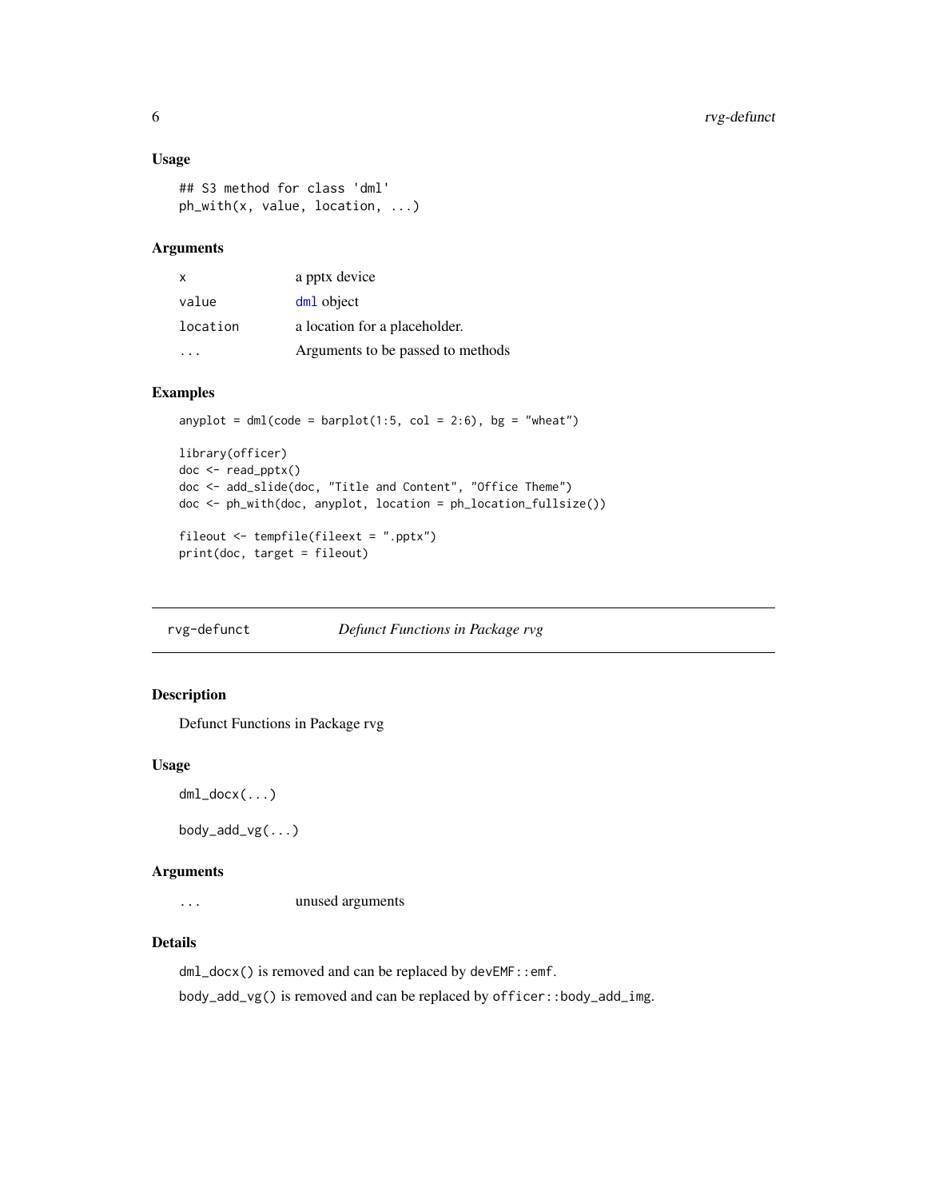### Usage

```
## S3 method for class 'dml'
ph_with(x, value, location, ...)
```

### Arguments

| | |
|---|---|
| x | a pptx device |
| value | dml object |
| location | a location for a placeholder. |
| ... | Arguments to be passed to methods |

### Examples

```
anyplot = dml(code = barplot(1:5, col = 2:6), bg = "wheat")

library(officer)
doc <- read_pptx()
doc <- add_slide(doc, "Title and Content", "Office Theme")
doc <- ph_with(doc, anyplot, location = ph_location_fullsize())

fileout <- tempfile(fileext = ".pptx")
print(doc, target = fileout)
```

## rvg-defunct *Defunct Functions in Package rvg*

### Description

Defunct Functions in Package rvg

### Usage

```
dml_docx(...)

body_add_vg(...)
```

### Arguments

| | |
|---|---|
| ... | unused arguments |

### Details

`dml_docx()` is removed and can be replaced by `devEMF::emf`.

`body_add_vg()` is removed and can be replaced by `officer::body_add_img`.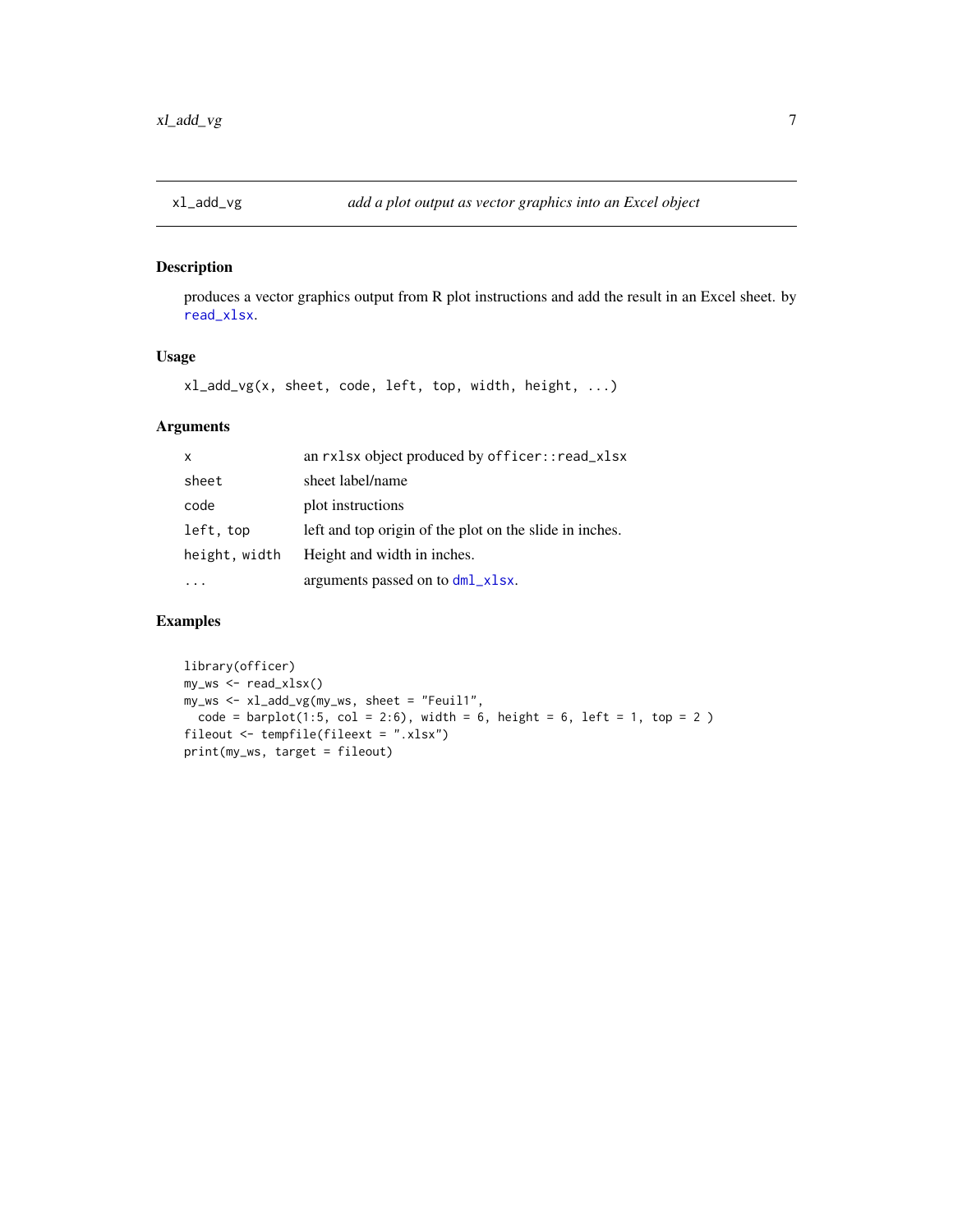## xl_add_vg — *add a plot output as vector graphics into an Excel object*

### Description

produces a vector graphics output from R plot instructions and add the result in an Excel sheet. by `read_xlsx`.

### Usage

```
xl_add_vg(x, sheet, code, left, top, width, height, ...)
```

### Arguments

| | |
|---|---|
| `x` | an `rxlsx` object produced by `officer::read_xlsx` |
| `sheet` | sheet label/name |
| `code` | plot instructions |
| `left, top` | left and top origin of the plot on the slide in inches. |
| `height, width` | Height and width in inches. |
| `...` | arguments passed on to `dml_xlsx`. |

### Examples

```
library(officer)
my_ws <- read_xlsx()
my_ws <- xl_add_vg(my_ws, sheet = "Feuil1",
  code = barplot(1:5, col = 2:6), width = 6, height = 6, left = 1, top = 2 )
fileout <- tempfile(fileext = ".xlsx")
print(my_ws, target = fileout)
```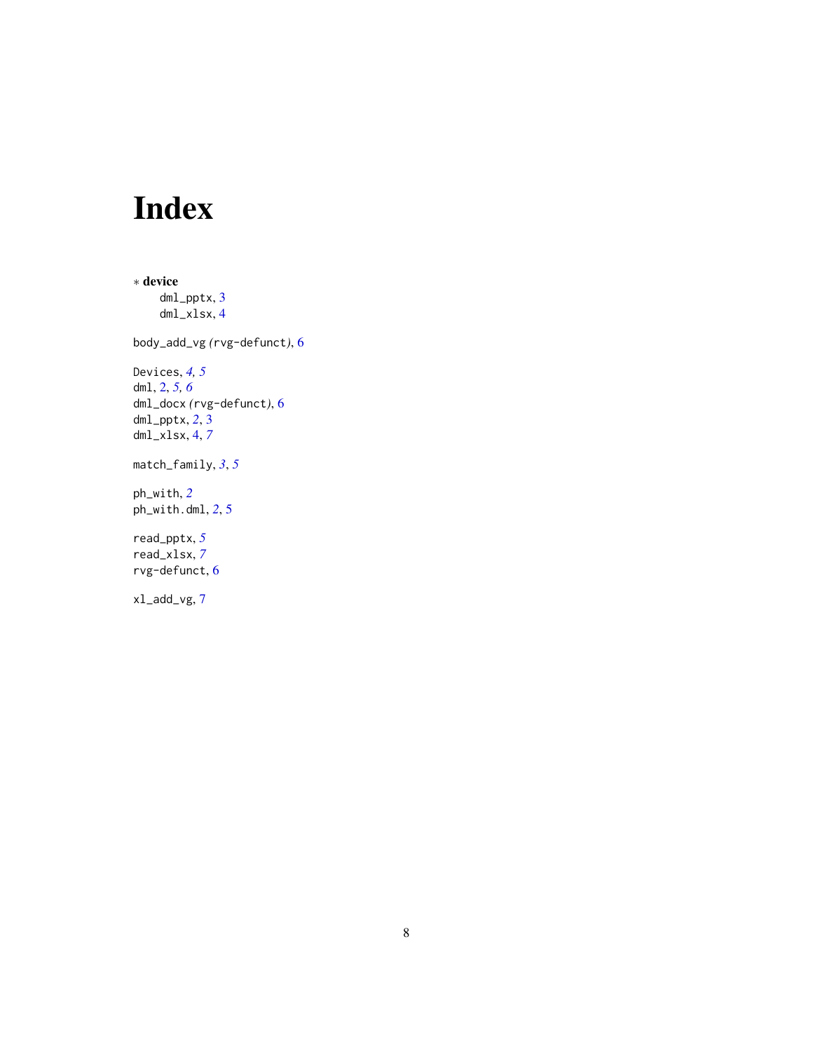# Index

∗ **device**

    dml_pptx, 3
    dml_xlsx, 4

body_add_vg *(*rvg-defunct*)*, 6

Devices, *4, 5*
dml, 2, *5, 6*
dml_docx *(*rvg-defunct*)*, 6
dml_pptx, *2*, 3
dml_xlsx, 4, *7*

match_family, *3*, *5*

ph_with, *2*
ph_with.dml, *2*, 5

read_pptx, *5*
read_xlsx, *7*
rvg-defunct, 6

xl_add_vg, 7